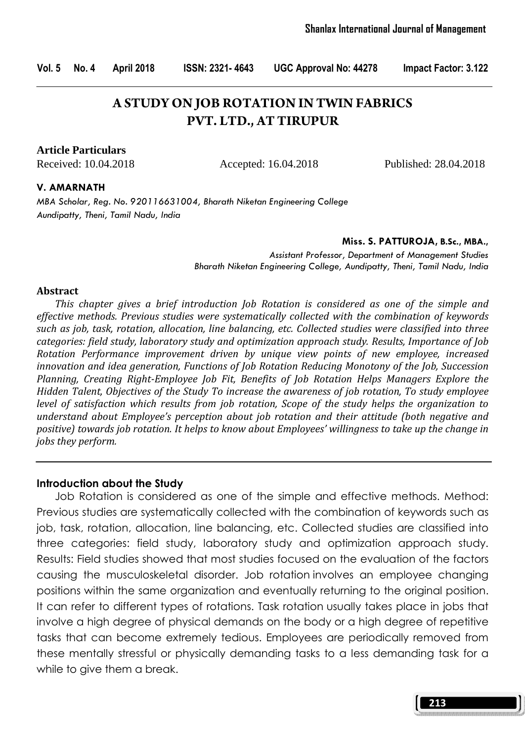# A STUDY ON JOB ROTATION IN TWIN FABRICS PVT. LTD., AT TIRUPUR

**Article Particulars**

Received: 10.04.2018 Accepted: 16.04.2018 Published: 28.04.2018

**V. AMARNATH**

*MBA Scholar, Reg. No. 920116631004, Bharath Niketan Engineering College*
*Aundipatty, Theni, Tamil Nadu, India*

**Miss. S. PATTUROJA, B.Sc., MBA.,**

*Assistant Professor, Department of Management Studies*
*Bharath Niketan Engineering College, Aundipatty, Theni, Tamil Nadu, India*

## Abstract

*This chapter gives a brief introduction Job Rotation is considered as one of the simple and effective methods. Previous studies were systematically collected with the combination of keywords such as job, task, rotation, allocation, line balancing, etc. Collected studies were classified into three categories: field study, laboratory study and optimization approach study. Results, Importance of Job Rotation Performance improvement driven by unique view points of new employee, increased innovation and idea generation, Functions of Job Rotation Reducing Monotony of the Job, Succession Planning, Creating Right-Employee Job Fit, Benefits of Job Rotation Helps Managers Explore the Hidden Talent, Objectives of the Study To increase the awareness of job rotation, To study employee level of satisfaction which results from job rotation, Scope of the study helps the organization to understand about Employee's perception about job rotation and their attitude (both negative and positive) towards job rotation. It helps to know about Employees' willingness to take up the change in jobs they perform.*

## Introduction about the Study

Job Rotation is considered as one of the simple and effective methods. Method: Previous studies are systematically collected with the combination of keywords such as job, task, rotation, allocation, line balancing, etc. Collected studies are classified into three categories: field study, laboratory study and optimization approach study. Results: Field studies showed that most studies focused on the evaluation of the factors causing the musculoskeletal disorder. Job rotation involves an employee changing positions within the same organization and eventually returning to the original position. It can refer to different types of rotations. Task rotation usually takes place in jobs that involve a high degree of physical demands on the body or a high degree of repetitive tasks that can become extremely tedious. Employees are periodically removed from these mentally stressful or physically demanding tasks to a less demanding task for a while to give them a break.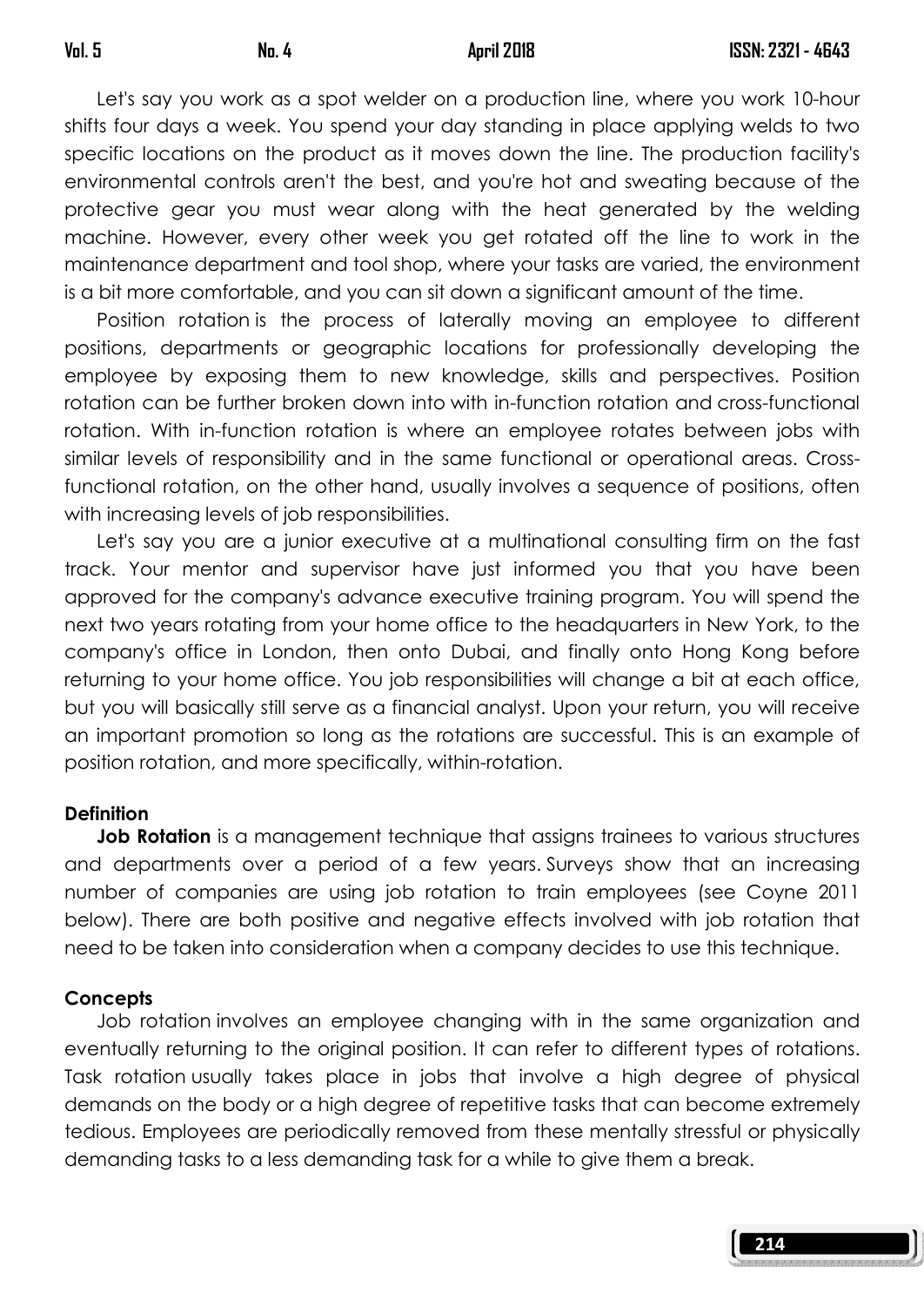Let's say you work as a spot welder on a production line, where you work 10-hour shifts four days a week. You spend your day standing in place applying welds to two specific locations on the product as it moves down the line. The production facility's environmental controls aren't the best, and you're hot and sweating because of the protective gear you must wear along with the heat generated by the welding machine. However, every other week you get rotated off the line to work in the maintenance department and tool shop, where your tasks are varied, the environment is a bit more comfortable, and you can sit down a significant amount of the time.

Position rotation is the process of laterally moving an employee to different positions, departments or geographic locations for professionally developing the employee by exposing them to new knowledge, skills and perspectives. Position rotation can be further broken down into with in-function rotation and cross-functional rotation. With in-function rotation is where an employee rotates between jobs with similar levels of responsibility and in the same functional or operational areas. Cross-functional rotation, on the other hand, usually involves a sequence of positions, often with increasing levels of job responsibilities.

Let's say you are a junior executive at a multinational consulting firm on the fast track. Your mentor and supervisor have just informed you that you have been approved for the company's advance executive training program. You will spend the next two years rotating from your home office to the headquarters in New York, to the company's office in London, then onto Dubai, and finally onto Hong Kong before returning to your home office. You job responsibilities will change a bit at each office, but you will basically still serve as a financial analyst. Upon your return, you will receive an important promotion so long as the rotations are successful. This is an example of position rotation, and more specifically, within-rotation.

**Definition**

**Job Rotation** is a management technique that assigns trainees to various structures and departments over a period of a few years. Surveys show that an increasing number of companies are using job rotation to train employees (see Coyne 2011 below). There are both positive and negative effects involved with job rotation that need to be taken into consideration when a company decides to use this technique.

**Concepts**

Job rotation involves an employee changing with in the same organization and eventually returning to the original position. It can refer to different types of rotations. Task rotation usually takes place in jobs that involve a high degree of physical demands on the body or a high degree of repetitive tasks that can become extremely tedious. Employees are periodically removed from these mentally stressful or physically demanding tasks to a less demanding task for a while to give them a break.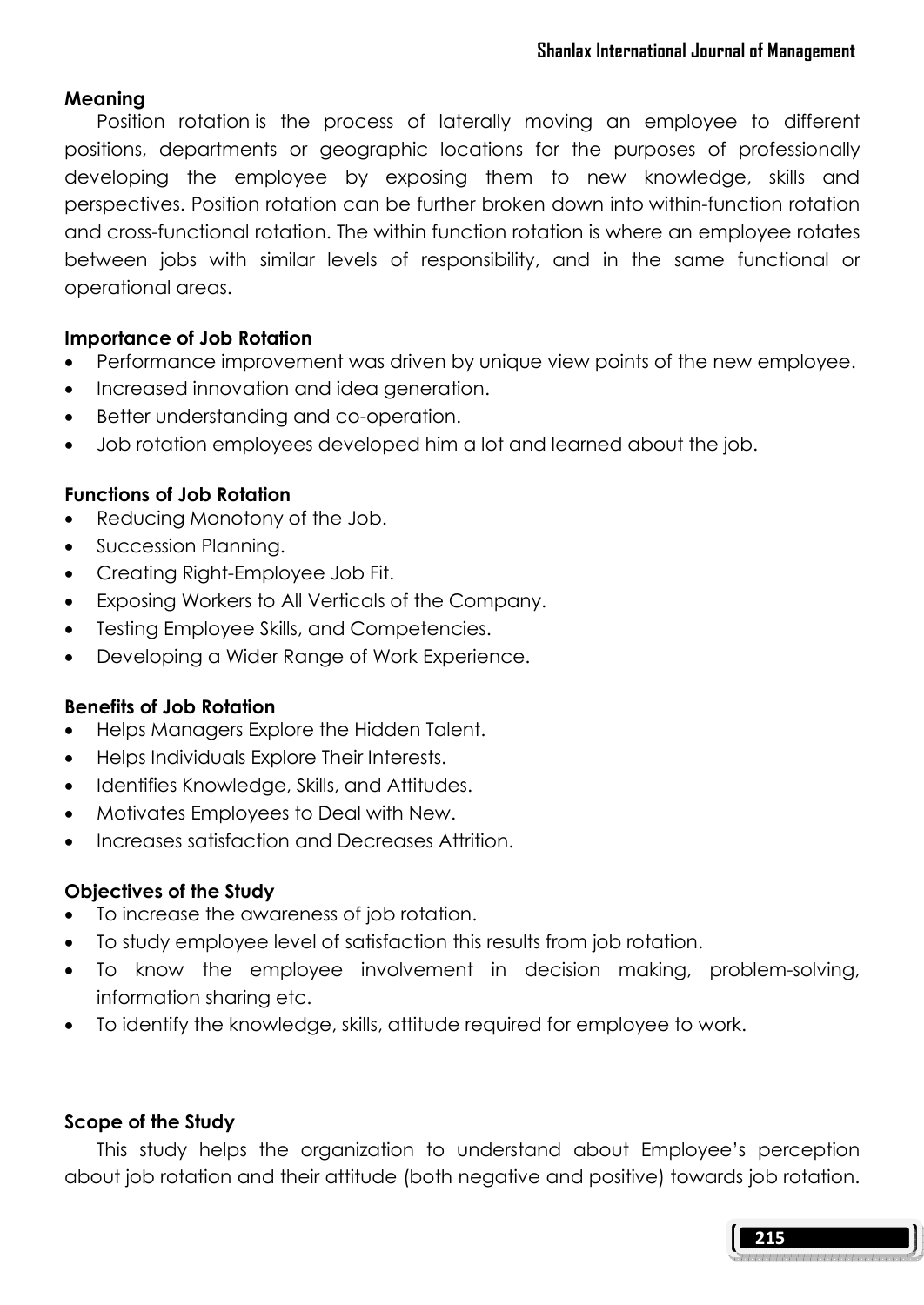### Meaning

Position rotation is the process of laterally moving an employee to different positions, departments or geographic locations for the purposes of professionally developing the employee by exposing them to new knowledge, skills and perspectives. Position rotation can be further broken down into within-function rotation and cross-functional rotation. The within function rotation is where an employee rotates between jobs with similar levels of responsibility, and in the same functional or operational areas.

### Importance of Job Rotation

- Performance improvement was driven by unique view points of the new employee.
- Increased innovation and idea generation.
- Better understanding and co-operation.
- Job rotation employees developed him a lot and learned about the job.

### Functions of Job Rotation

- Reducing Monotony of the Job.
- Succession Planning.
- Creating Right-Employee Job Fit.
- Exposing Workers to All Verticals of the Company.
- Testing Employee Skills, and Competencies.
- Developing a Wider Range of Work Experience.

### Benefits of Job Rotation

- Helps Managers Explore the Hidden Talent.
- Helps Individuals Explore Their Interests.
- Identifies Knowledge, Skills, and Attitudes.
- Motivates Employees to Deal with New.
- Increases satisfaction and Decreases Attrition.

### Objectives of the Study

- To increase the awareness of job rotation.
- To study employee level of satisfaction this results from job rotation.
- To know the employee involvement in decision making, problem-solving, information sharing etc.
- To identify the knowledge, skills, attitude required for employee to work.

### Scope of the Study

This study helps the organization to understand about Employee's perception about job rotation and their attitude (both negative and positive) towards job rotation.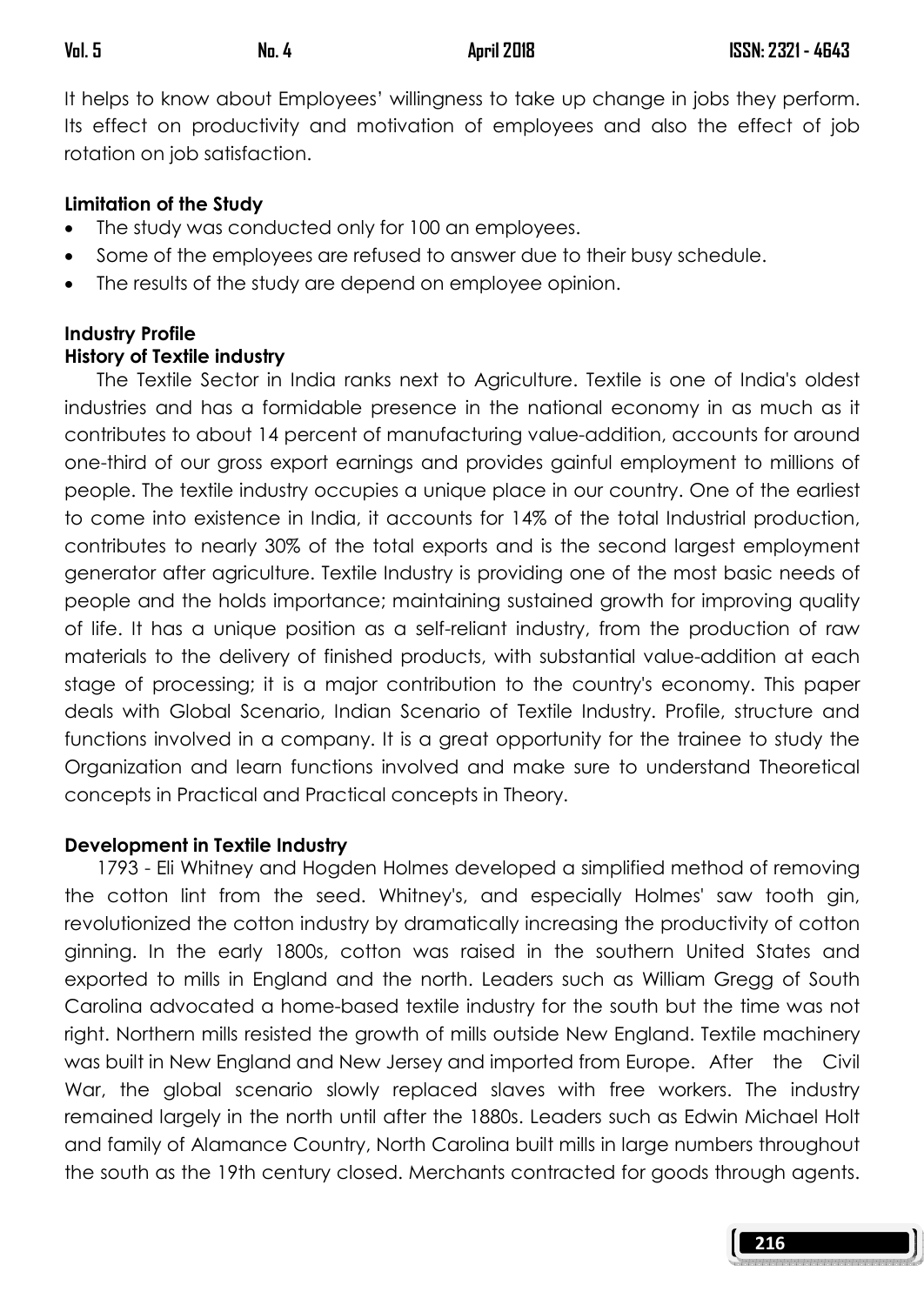It helps to know about Employees' willingness to take up change in jobs they perform. Its effect on productivity and motivation of employees and also the effect of job rotation on job satisfaction.

**Limitation of the Study**

- The study was conducted only for 100 an employees.
- Some of the employees are refused to answer due to their busy schedule.
- The results of the study are depend on employee opinion.

**Industry Profile**

**History of Textile industry**

The Textile Sector in India ranks next to Agriculture. Textile is one of India's oldest industries and has a formidable presence in the national economy in as much as it contributes to about 14 percent of manufacturing value-addition, accounts for around one-third of our gross export earnings and provides gainful employment to millions of people. The textile industry occupies a unique place in our country. One of the earliest to come into existence in India, it accounts for 14% of the total Industrial production, contributes to nearly 30% of the total exports and is the second largest employment generator after agriculture. Textile Industry is providing one of the most basic needs of people and the holds importance; maintaining sustained growth for improving quality of life. It has a unique position as a self-reliant industry, from the production of raw materials to the delivery of finished products, with substantial value-addition at each stage of processing; it is a major contribution to the country's economy. This paper deals with Global Scenario, Indian Scenario of Textile Industry. Profile, structure and functions involved in a company. It is a great opportunity for the trainee to study the Organization and learn functions involved and make sure to understand Theoretical concepts in Practical and Practical concepts in Theory.

**Development in Textile Industry**

1793 - Eli Whitney and Hogden Holmes developed a simplified method of removing the cotton lint from the seed. Whitney's, and especially Holmes' saw tooth gin, revolutionized the cotton industry by dramatically increasing the productivity of cotton ginning. In the early 1800s, cotton was raised in the southern United States and exported to mills in England and the north. Leaders such as William Gregg of South Carolina advocated a home-based textile industry for the south but the time was not right. Northern mills resisted the growth of mills outside New England. Textile machinery was built in New England and New Jersey and imported from Europe. After the Civil War, the global scenario slowly replaced slaves with free workers. The industry remained largely in the north until after the 1880s. Leaders such as Edwin Michael Holt and family of Alamance Country, North Carolina built mills in large numbers throughout the south as the 19th century closed. Merchants contracted for goods through agents.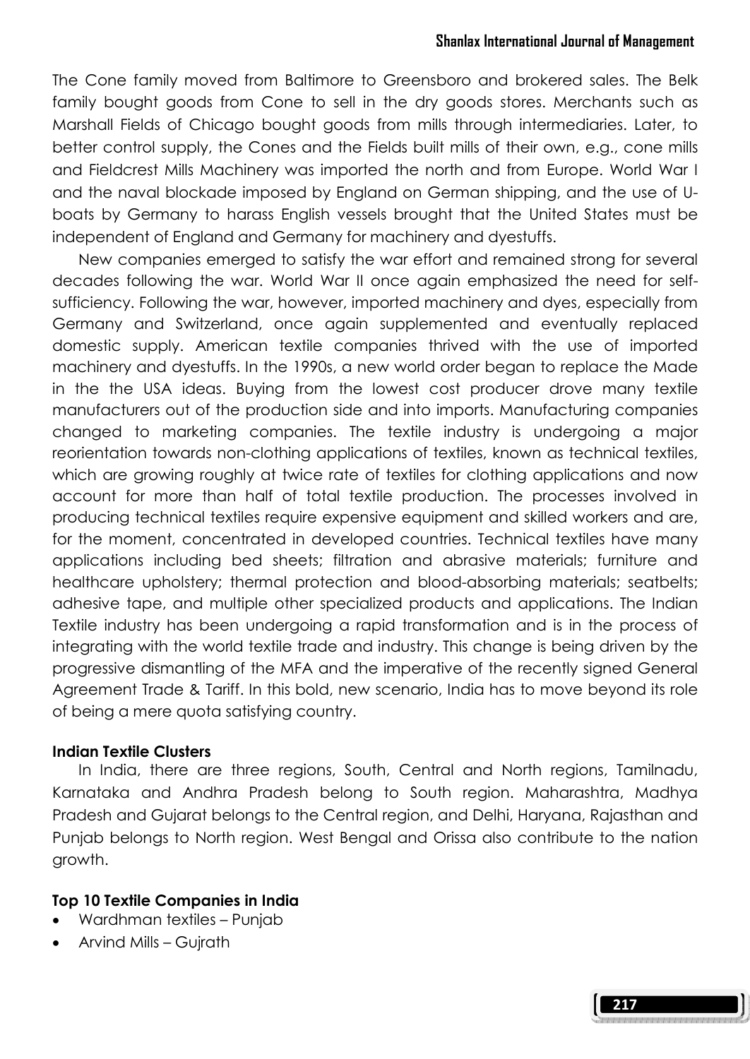The Cone family moved from Baltimore to Greensboro and brokered sales. The Belk family bought goods from Cone to sell in the dry goods stores. Merchants such as Marshall Fields of Chicago bought goods from mills through intermediaries. Later, to better control supply, the Cones and the Fields built mills of their own, e.g., cone mills and Fieldcrest Mills Machinery was imported the north and from Europe. World War I and the naval blockade imposed by England on German shipping, and the use of U-boats by Germany to harass English vessels brought that the United States must be independent of England and Germany for machinery and dyestuffs.

New companies emerged to satisfy the war effort and remained strong for several decades following the war. World War II once again emphasized the need for self-sufficiency. Following the war, however, imported machinery and dyes, especially from Germany and Switzerland, once again supplemented and eventually replaced domestic supply. American textile companies thrived with the use of imported machinery and dyestuffs. In the 1990s, a new world order began to replace the Made in the the USA ideas. Buying from the lowest cost producer drove many textile manufacturers out of the production side and into imports. Manufacturing companies changed to marketing companies. The textile industry is undergoing a major reorientation towards non-clothing applications of textiles, known as technical textiles, which are growing roughly at twice rate of textiles for clothing applications and now account for more than half of total textile production. The processes involved in producing technical textiles require expensive equipment and skilled workers and are, for the moment, concentrated in developed countries. Technical textiles have many applications including bed sheets; filtration and abrasive materials; furniture and healthcare upholstery; thermal protection and blood-absorbing materials; seatbelts; adhesive tape, and multiple other specialized products and applications. The Indian Textile industry has been undergoing a rapid transformation and is in the process of integrating with the world textile trade and industry. This change is being driven by the progressive dismantling of the MFA and the imperative of the recently signed General Agreement Trade & Tariff. In this bold, new scenario, India has to move beyond its role of being a mere quota satisfying country.

**Indian Textile Clusters**

In India, there are three regions, South, Central and North regions, Tamilnadu, Karnataka and Andhra Pradesh belong to South region. Maharashtra, Madhya Pradesh and Gujarat belongs to the Central region, and Delhi, Haryana, Rajasthan and Punjab belongs to North region. West Bengal and Orissa also contribute to the nation growth.

**Top 10 Textile Companies in India**

- Wardhman textiles – Punjab
- Arvind Mills – Gujrath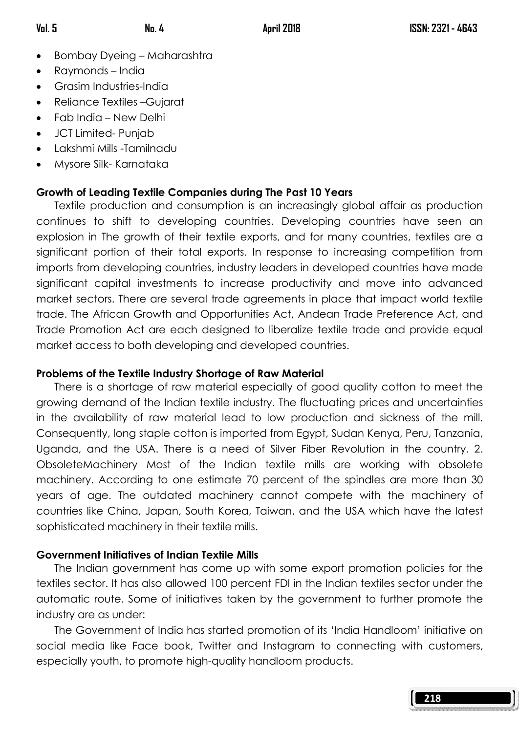- Bombay Dyeing – Maharashtra
- Raymonds – India
- Grasim Industries-India
- Reliance Textiles –Gujarat
- Fab India – New Delhi
- JCT Limited- Punjab
- Lakshmi Mills -Tamilnadu
- Mysore Silk- Karnataka

**Growth of Leading Textile Companies during The Past 10 Years**

Textile production and consumption is an increasingly global affair as production continues to shift to developing countries. Developing countries have seen an explosion in The growth of their textile exports, and for many countries, textiles are a significant portion of their total exports. In response to increasing competition from imports from developing countries, industry leaders in developed countries have made significant capital investments to increase productivity and move into advanced market sectors. There are several trade agreements in place that impact world textile trade. The African Growth and Opportunities Act, Andean Trade Preference Act, and Trade Promotion Act are each designed to liberalize textile trade and provide equal market access to both developing and developed countries.

**Problems of the Textile Industry Shortage of Raw Material**

There is a shortage of raw material especially of good quality cotton to meet the growing demand of the Indian textile industry. The fluctuating prices and uncertainties in the availability of raw material lead to low production and sickness of the mill. Consequently, long staple cotton is imported from Egypt, Sudan Kenya, Peru, Tanzania, Uganda, and the USA. There is a need of Silver Fiber Revolution in the country. 2. ObsoleteMachinery Most of the Indian textile mills are working with obsolete machinery. According to one estimate 70 percent of the spindles are more than 30 years of age. The outdated machinery cannot compete with the machinery of countries like China, Japan, South Korea, Taiwan, and the USA which have the latest sophisticated machinery in their textile mills.

**Government Initiatives of Indian Textile Mills**

The Indian government has come up with some export promotion policies for the textiles sector. It has also allowed 100 percent FDI in the Indian textiles sector under the automatic route. Some of initiatives taken by the government to further promote the industry are as under:

The Government of India has started promotion of its 'India Handloom' initiative on social media like Face book, Twitter and Instagram to connecting with customers, especially youth, to promote high-quality handloom products.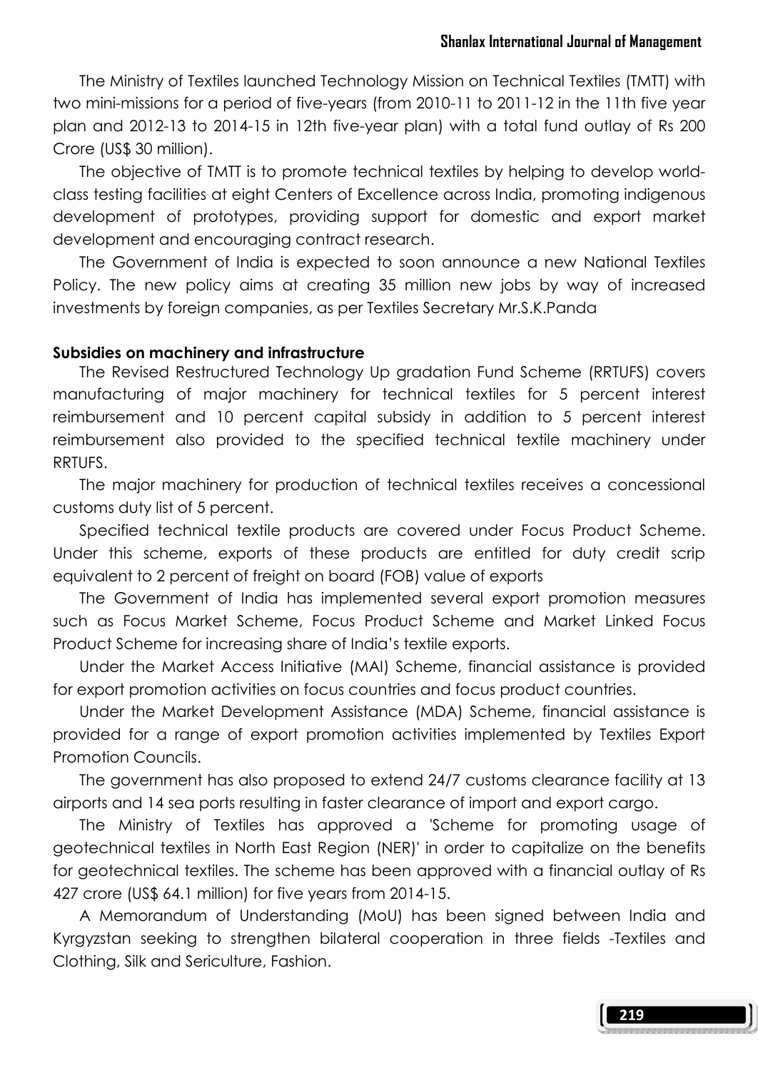The Ministry of Textiles launched Technology Mission on Technical Textiles (TMTT) with two mini-missions for a period of five-years (from 2010-11 to 2011-12 in the 11th five year plan and 2012-13 to 2014-15 in 12th five-year plan) with a total fund outlay of Rs 200 Crore (US$ 30 million).

The objective of TMTT is to promote technical textiles by helping to develop world-class testing facilities at eight Centers of Excellence across India, promoting indigenous development of prototypes, providing support for domestic and export market development and encouraging contract research.

The Government of India is expected to soon announce a new National Textiles Policy. The new policy aims at creating 35 million new jobs by way of increased investments by foreign companies, as per Textiles Secretary Mr.S.K.Panda

**Subsidies on machinery and infrastructure**

The Revised Restructured Technology Up gradation Fund Scheme (RRTUFS) covers manufacturing of major machinery for technical textiles for 5 percent interest reimbursement and 10 percent capital subsidy in addition to 5 percent interest reimbursement also provided to the specified technical textile machinery under RRTUFS.

The major machinery for production of technical textiles receives a concessional customs duty list of 5 percent.

Specified technical textile products are covered under Focus Product Scheme. Under this scheme, exports of these products are entitled for duty credit scrip equivalent to 2 percent of freight on board (FOB) value of exports

The Government of India has implemented several export promotion measures such as Focus Market Scheme, Focus Product Scheme and Market Linked Focus Product Scheme for increasing share of India's textile exports.

Under the Market Access Initiative (MAI) Scheme, financial assistance is provided for export promotion activities on focus countries and focus product countries.

Under the Market Development Assistance (MDA) Scheme, financial assistance is provided for a range of export promotion activities implemented by Textiles Export Promotion Councils.

The government has also proposed to extend 24/7 customs clearance facility at 13 airports and 14 sea ports resulting in faster clearance of import and export cargo.

The Ministry of Textiles has approved a 'Scheme for promoting usage of geotechnical textiles in North East Region (NER)' in order to capitalize on the benefits for geotechnical textiles. The scheme has been approved with a financial outlay of Rs 427 crore (US$ 64.1 million) for five years from 2014-15.

A Memorandum of Understanding (MoU) has been signed between India and Kyrgyzstan seeking to strengthen bilateral cooperation in three fields -Textiles and Clothing, Silk and Sericulture, Fashion.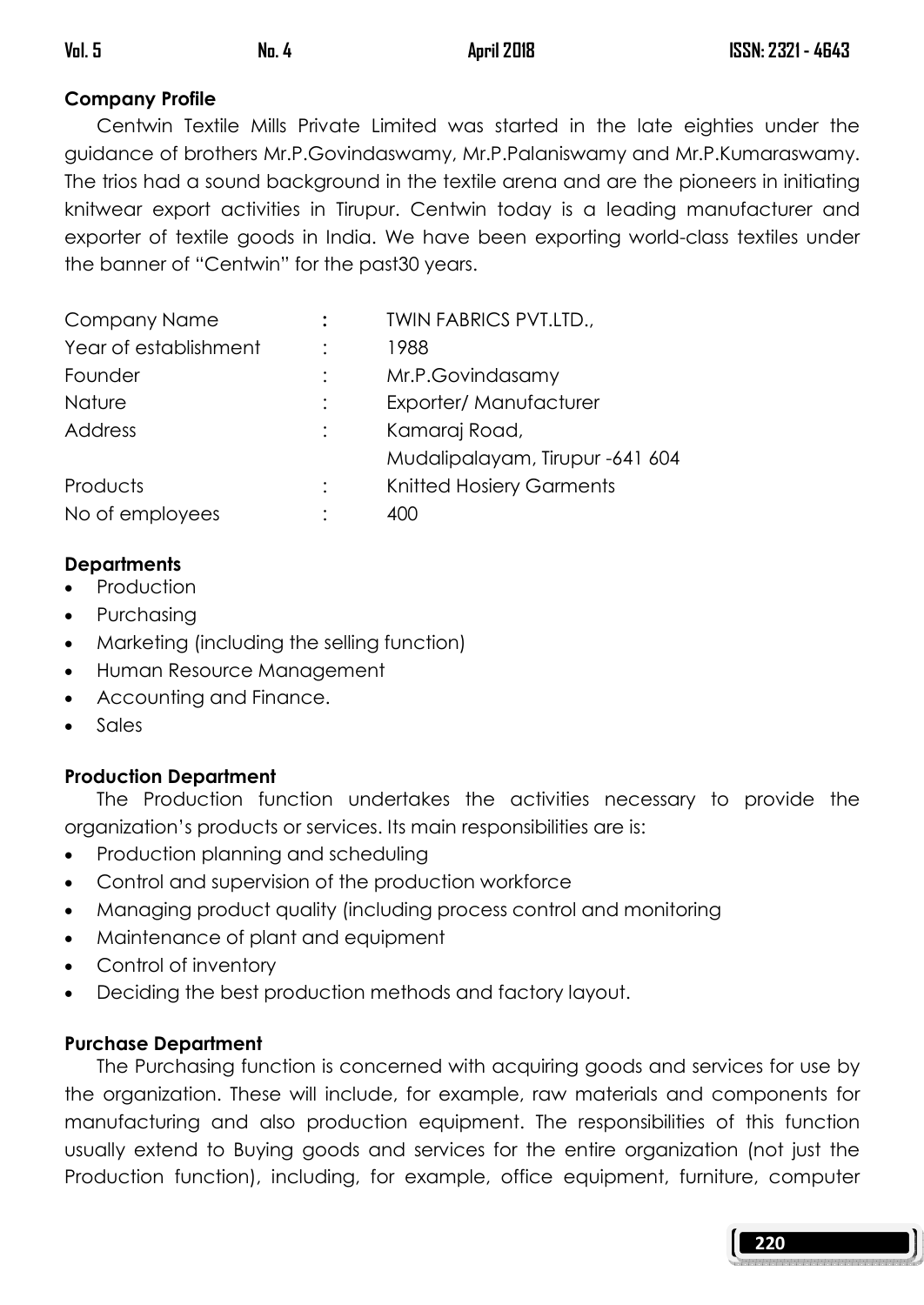**Company Profile**

Centwin Textile Mills Private Limited was started in the late eighties under the guidance of brothers Mr.P.Govindaswamy, Mr.P.Palaniswamy and Mr.P.Kumaraswamy. The trios had a sound background in the textile arena and are the pioneers in initiating knitwear export activities in Tirupur. Centwin today is a leading manufacturer and exporter of textile goods in India. We have been exporting world-class textiles under the banner of "Centwin" for the past30 years.

| | | |
|---|---|---|
| Company Name | : | TWIN FABRICS PVT.LTD., |
| Year of establishment | : | 1988 |
| Founder | : | Mr.P.Govindasamy |
| Nature | : | Exporter/ Manufacturer |
| Address | : | Kamaraj Road, Mudalipalayam, Tirupur -641 604 |
| Products | : | Knitted Hosiery Garments |
| No of employees | : | 400 |

**Departments**

- Production
- Purchasing
- Marketing (including the selling function)
- Human Resource Management
- Accounting and Finance.
- Sales

**Production Department**

The Production function undertakes the activities necessary to provide the organization's products or services. Its main responsibilities are is:

- Production planning and scheduling
- Control and supervision of the production workforce
- Managing product quality (including process control and monitoring
- Maintenance of plant and equipment
- Control of inventory
- Deciding the best production methods and factory layout.

**Purchase Department**

The Purchasing function is concerned with acquiring goods and services for use by the organization. These will include, for example, raw materials and components for manufacturing and also production equipment. The responsibilities of this function usually extend to Buying goods and services for the entire organization (not just the Production function), including, for example, office equipment, furniture, computer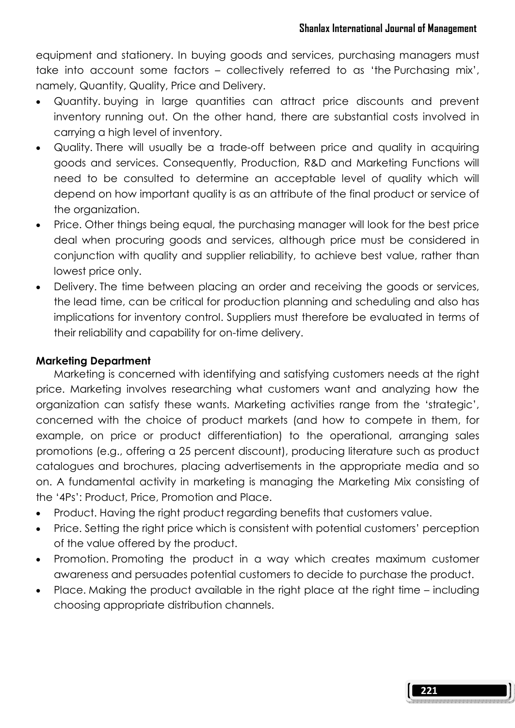equipment and stationery. In buying goods and services, purchasing managers must take into account some factors – collectively referred to as 'the Purchasing mix', namely, Quantity, Quality, Price and Delivery.

- Quantity. buying in large quantities can attract price discounts and prevent inventory running out. On the other hand, there are substantial costs involved in carrying a high level of inventory.
- Quality. There will usually be a trade-off between price and quality in acquiring goods and services. Consequently, Production, R&D and Marketing Functions will need to be consulted to determine an acceptable level of quality which will depend on how important quality is as an attribute of the final product or service of the organization.
- Price. Other things being equal, the purchasing manager will look for the best price deal when procuring goods and services, although price must be considered in conjunction with quality and supplier reliability, to achieve best value, rather than lowest price only.
- Delivery. The time between placing an order and receiving the goods or services, the lead time, can be critical for production planning and scheduling and also has implications for inventory control. Suppliers must therefore be evaluated in terms of their reliability and capability for on-time delivery.

**Marketing Department**

Marketing is concerned with identifying and satisfying customers needs at the right price. Marketing involves researching what customers want and analyzing how the organization can satisfy these wants. Marketing activities range from the 'strategic', concerned with the choice of product markets (and how to compete in them, for example, on price or product differentiation) to the operational, arranging sales promotions (e.g., offering a 25 percent discount), producing literature such as product catalogues and brochures, placing advertisements in the appropriate media and so on. A fundamental activity in marketing is managing the Marketing Mix consisting of the '4Ps': Product, Price, Promotion and Place.

- Product. Having the right product regarding benefits that customers value.
- Price. Setting the right price which is consistent with potential customers' perception of the value offered by the product.
- Promotion. Promoting the product in a way which creates maximum customer awareness and persuades potential customers to decide to purchase the product.
- Place. Making the product available in the right place at the right time – including choosing appropriate distribution channels.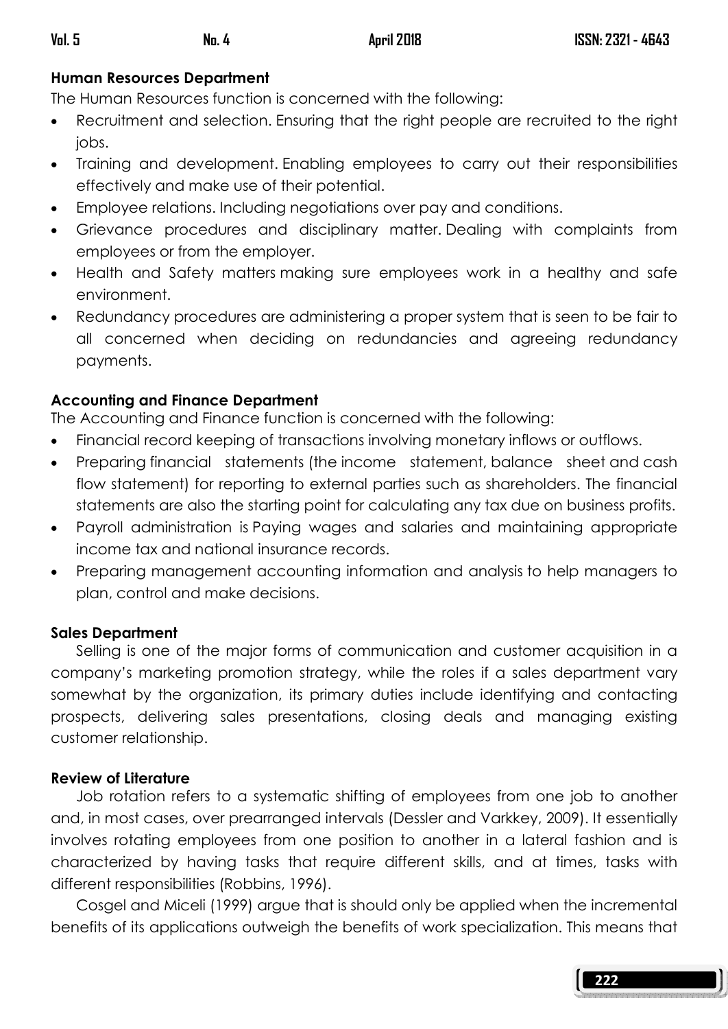**Human Resources Department**

The Human Resources function is concerned with the following:

- Recruitment and selection. Ensuring that the right people are recruited to the right jobs.
- Training and development. Enabling employees to carry out their responsibilities effectively and make use of their potential.
- Employee relations. Including negotiations over pay and conditions.
- Grievance procedures and disciplinary matter. Dealing with complaints from employees or from the employer.
- Health and Safety matters making sure employees work in a healthy and safe environment.
- Redundancy procedures are administering a proper system that is seen to be fair to all concerned when deciding on redundancies and agreeing redundancy payments.

**Accounting and Finance Department**

The Accounting and Finance function is concerned with the following:

- Financial record keeping of transactions involving monetary inflows or outflows.
- Preparing financial statements (the income statement, balance sheet and cash flow statement) for reporting to external parties such as shareholders. The financial statements are also the starting point for calculating any tax due on business profits.
- Payroll administration is Paying wages and salaries and maintaining appropriate income tax and national insurance records.
- Preparing management accounting information and analysis to help managers to plan, control and make decisions.

**Sales Department**

Selling is one of the major forms of communication and customer acquisition in a company's marketing promotion strategy, while the roles if a sales department vary somewhat by the organization, its primary duties include identifying and contacting prospects, delivering sales presentations, closing deals and managing existing customer relationship.

**Review of Literature**

Job rotation refers to a systematic shifting of employees from one job to another and, in most cases, over prearranged intervals (Dessler and Varkkey, 2009). It essentially involves rotating employees from one position to another in a lateral fashion and is characterized by having tasks that require different skills, and at times, tasks with different responsibilities (Robbins, 1996).

Cosgel and Miceli (1999) argue that is should only be applied when the incremental benefits of its applications outweigh the benefits of work specialization. This means that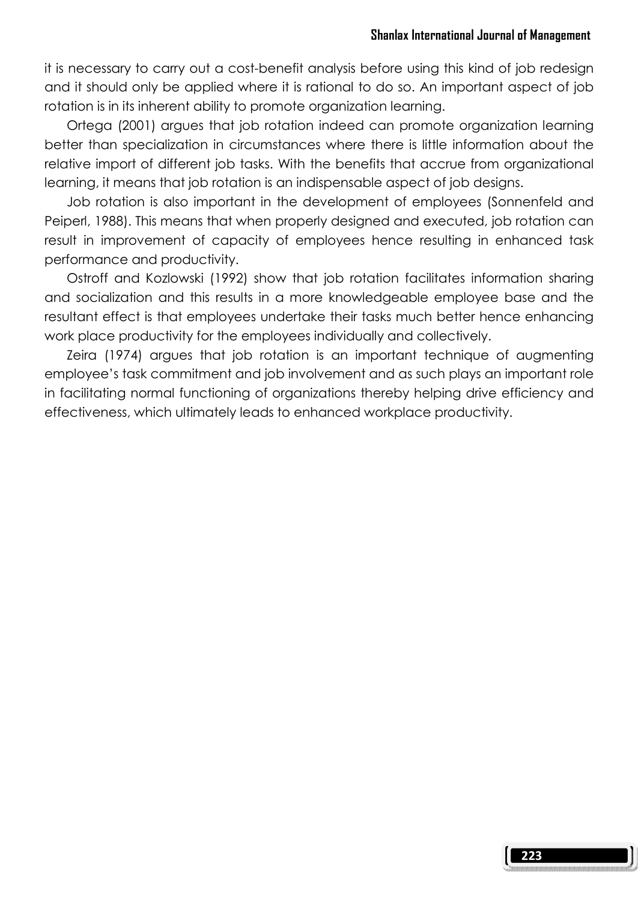it is necessary to carry out a cost-benefit analysis before using this kind of job redesign and it should only be applied where it is rational to do so. An important aspect of job rotation is in its inherent ability to promote organization learning.

Ortega (2001) argues that job rotation indeed can promote organization learning better than specialization in circumstances where there is little information about the relative import of different job tasks. With the benefits that accrue from organizational learning, it means that job rotation is an indispensable aspect of job designs.

Job rotation is also important in the development of employees (Sonnenfeld and Peiperl, 1988). This means that when properly designed and executed, job rotation can result in improvement of capacity of employees hence resulting in enhanced task performance and productivity.

Ostroff and Kozlowski (1992) show that job rotation facilitates information sharing and socialization and this results in a more knowledgeable employee base and the resultant effect is that employees undertake their tasks much better hence enhancing work place productivity for the employees individually and collectively.

Zeira (1974) argues that job rotation is an important technique of augmenting employee's task commitment and job involvement and as such plays an important role in facilitating normal functioning of organizations thereby helping drive efficiency and effectiveness, which ultimately leads to enhanced workplace productivity.